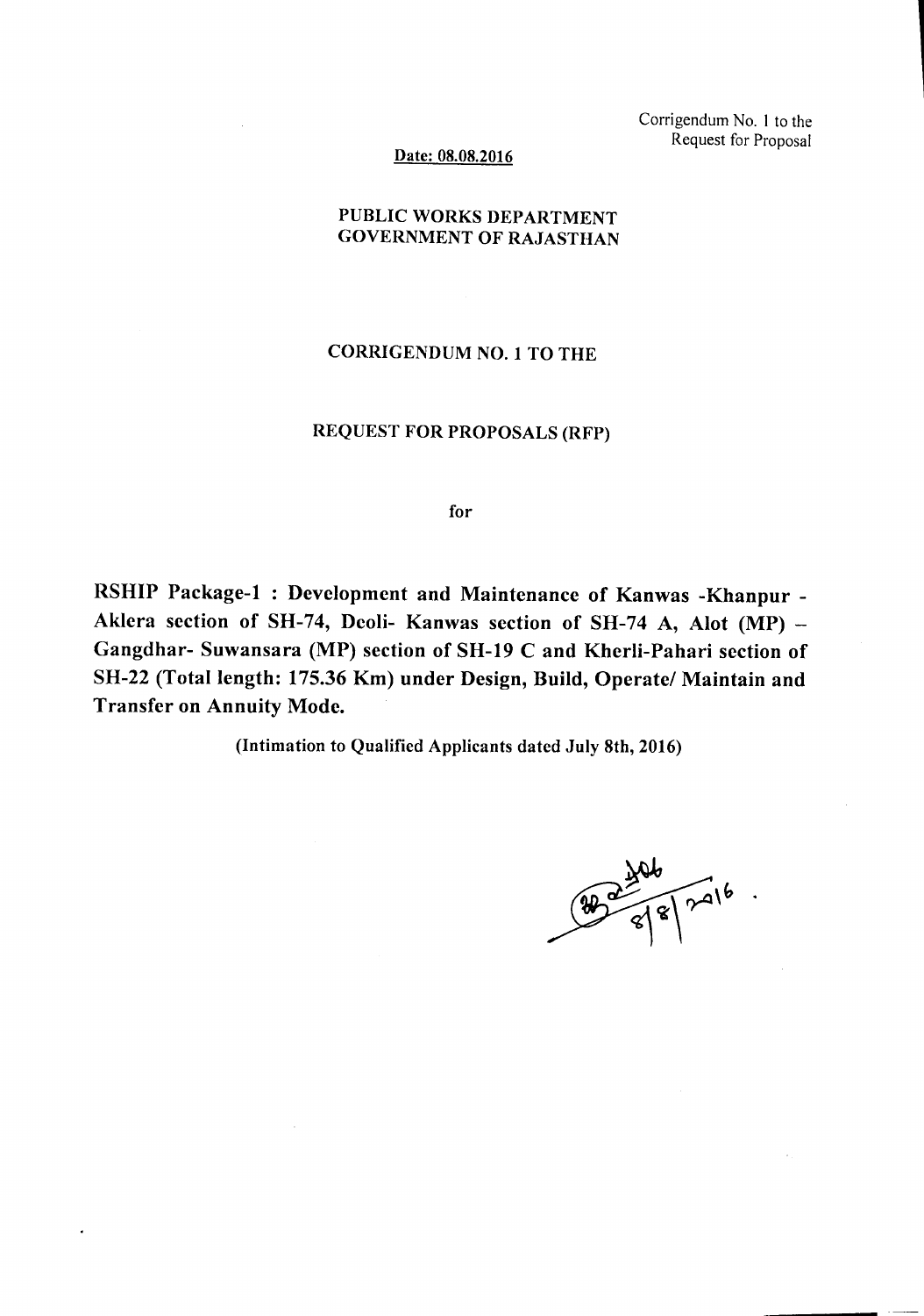Corrigendum No. 1 to the Request for Proposal

**Date: 08.08.2016**

**PUBLIC WORKS DEPARTMENT**
**GOVERNMENT OF RAJASTHAN**

**CORRIGENDUM NO. 1 TO THE**

**REQUEST FOR PROPOSALS (RFP)**

**for**

**RSHIP Package-1 : Development and Maintenance of Kanwas -Khanpur - Aklera section of SH-74, Deoli- Kanwas section of SH-74 A, Alot (MP) – Gangdhar- Suwansara (MP) section of SH-19 C and Kherli-Pahari section of SH-22 (Total length: 175.36 Km) under Design, Build, Operate/ Maintain and Transfer on Annuity Mode.**

**(Intimation to Qualified Applicants dated July 8th, 2016)**

8/8/2016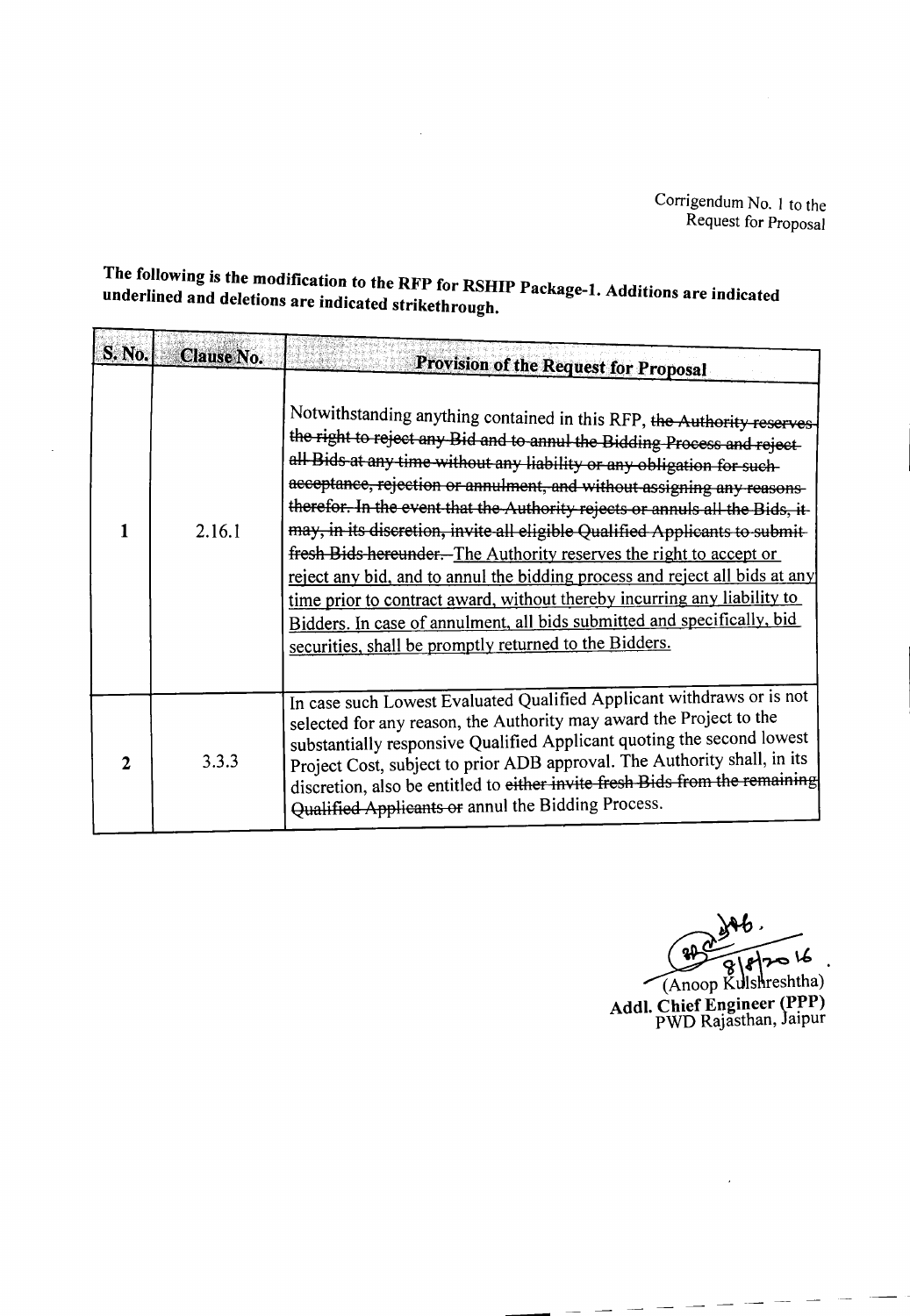Corrigendum No. 1 to the
Request for Proposal

**The following is the modification to the RFP for RSHIP Package-1. Additions are indicated underlined and deletions are indicated strikethrough.**

| S. No. | Clause No. | Provision of the Request for Proposal |
|---|---|---|
| 1 | 2.16.1 | Notwithstanding anything contained in this RFP, ~~the Authority reserves the right to reject any Bid and to annul the Bidding Process and reject all Bids at any time without any liability or any obligation for such acceptance, rejection or annulment, and without assigning any reasons therefor. In the event that the Authority rejects or annuls all the Bids, it may, in its discretion, invite all eligible Qualified Applicants to submit fresh Bids hereunder.~~ <u>The Authority reserves the right to accept or reject any bid, and to annul the bidding process and reject all bids at any time prior to contract award, without thereby incurring any liability to Bidders. In case of annulment, all bids submitted and specifically, bid securities, shall be promptly returned to the Bidders.</u> |
| 2 | 3.3.3 | In case such Lowest Evaluated Qualified Applicant withdraws or is not selected for any reason, the Authority may award the Project to the substantially responsive Qualified Applicant quoting the second lowest Project Cost, subject to prior ADB approval. The Authority shall, in its discretion, also be entitled to ~~either invite fresh Bids from the remaining Qualified Applicants or~~ annul the Bidding Process. |

8/8/2016

(Anoop Kulshreshtha)
**Addl. Chief Engineer (PPP)**
PWD Rajasthan, Jaipur